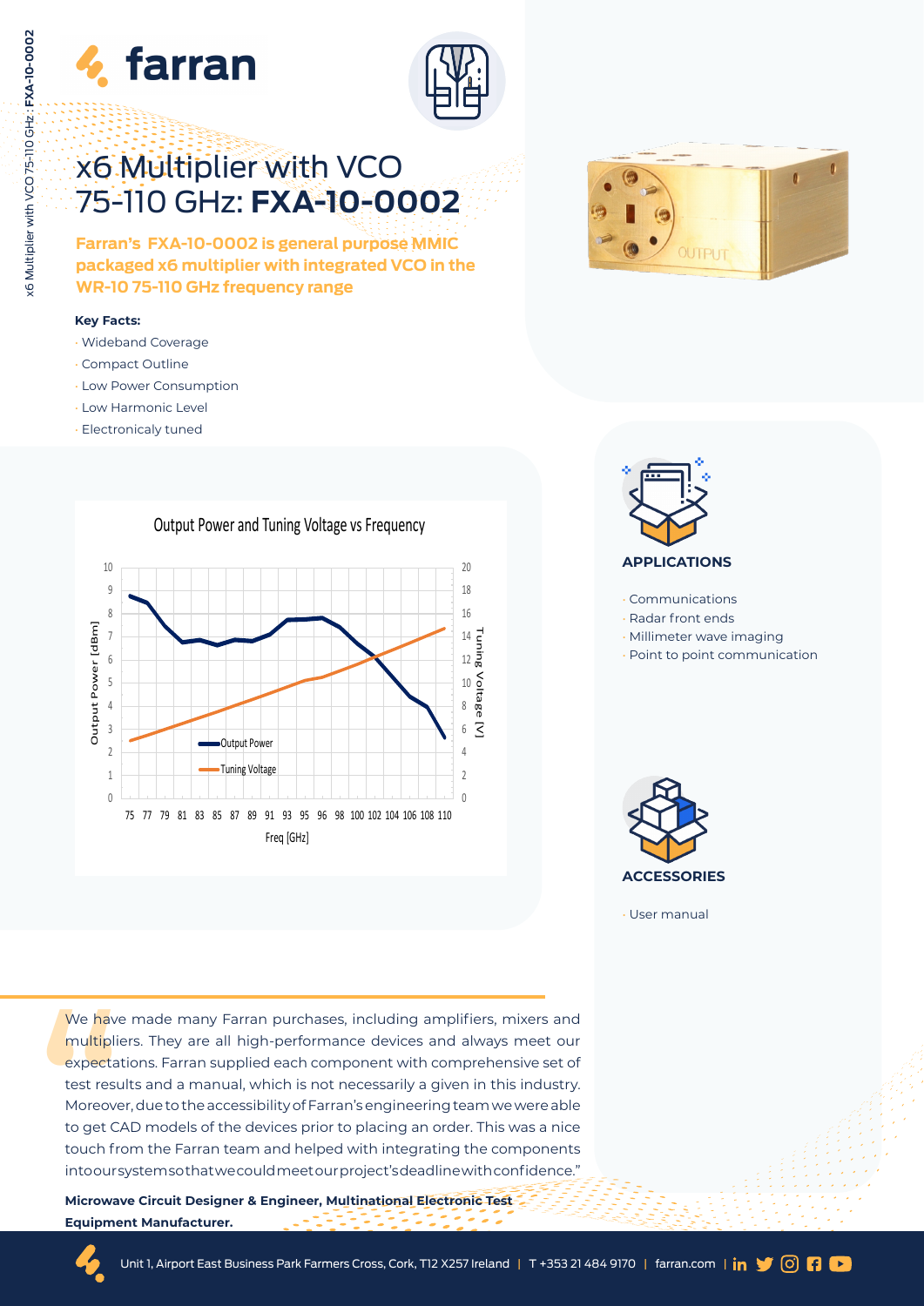# x6 Multiplier with VCO 75-110 GHz: **FXA-10-0002**

**Farran's FXA-10-0002 is general purpose MMIC packaged x6 multiplier with integrated VCO in the WR-10 75-110 GHz frequency range**

**Key Facts:**

- Wideband Coverage
- Compact Outline
- Low Power Consumption
- Low Harmonic Level
- Electronicaly tuned

Output Power and Tuning Voltage vs Frequency

## APPLICATIONS

- Communications
- Radar front ends
- Millimeter wave imaging
- Point to point communication

## ACCESSORIES

- User manual

"We have made many Farran purchases, including amplifiers, mixers and multipliers. They are all high-performance devices and always meet our expectations. Farran supplied each component with comprehensive set of test results and a manual, which is not necessarily a given in this industry. Moreover, due to the accessibility of Farran's engineering team we were able to get CAD models of the devices prior to placing an order. This was a nice touch from the Farran team and helped with integrating the components into our system so that we could meet our project's deadline with confidence."

**Microwave Circuit Designer & Engineer, Multinational Electronic Test Equipment Manufacturer.**

Unit 1, Airport East Business Park Farmers Cross, Cork, T12 X257 Ireland | T +353 21 484 9170 | farran.com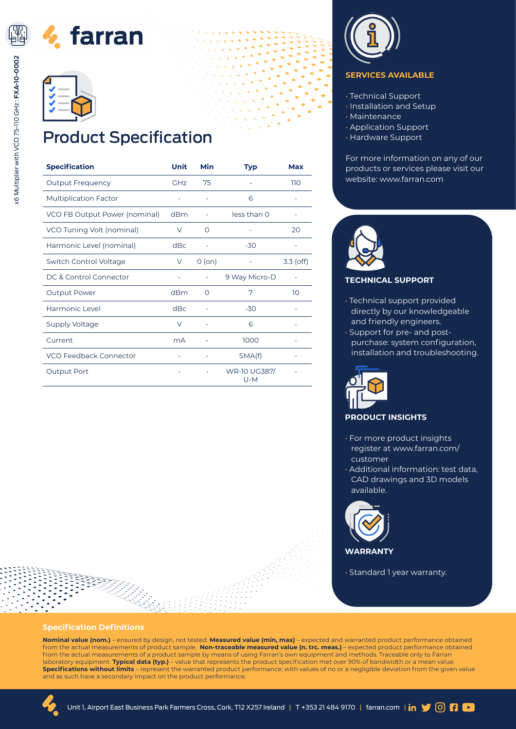# Product Specification

| Specification | Unit | Min | Typ | Max |
|---|---|---|---|---|
| Output Frequency | GHz | 75 | - | 110 |
| Multiplication Factor | - | - | 6 | - |
| VCO FB Output Power (nominal) | dBm | - | less than 0 | - |
| VCO Tuning Volt (nominal) | V | 0 | - | 20 |
| Harmonic Level (nominal) | dBc | - | -30 | - |
| Switch Control Voltage | V | 0 (on) | - | 3.3 (off) |
| DC & Control Connector | - | - | 9 Way Micro-D | - |
| Output Power | dBm | 0 | 7 | 10 |
| Harmonic Level | dBc | - | -30 | - |
| Supply Voltage | V | - | 6 | - |
| Current | mA | - | 1000 | - |
| VCO Feedback Connector | - | - | SMA(f) | - |
| Output Port | - | - | WR-10 UG387/ U-M | - |

## SERVICES AVAILABLE

- Technical Support
- Installation and Setup
- Maintenance
- Application Support
- Hardware Support

For more information on any of our products or services please visit our website: www.farran.com

## TECHNICAL SUPPORT

- Technical support provided directly by our knowledgeable and friendly engineers.
- Support for pre- and post-purchase: system configuration, installation and troubleshooting.

## PRODUCT INSIGHTS

- For more product insights register at www.farran.com/customer
- Additional information: test data, CAD drawings and 3D models available.

## WARRANTY

- Standard 1 year warranty.

## Specification Definitions

**Nominal value (nom.)** – ensured by design, not tested. **Measured value (min, max)** – expected and warranted product performance obtained from the actual measurements of product sample. **Non-traceable measured value (n. trc. meas.)** – expected product performance obtained from the actual measurements of a product sample by means of using Farran's own equipment and methods. Traceable only to Farran laboratory equipment. **Typical data (typ.)** – value that represents the product specification met over 90% of bandwidth or a mean value. **Specifications without limits** – represent the warranted product performance; with values of no or a negligible deviation from the given value and as such have a secondary impact on the product performance.

Unit 1, Airport East Business Park Farmers Cross, Cork, T12 X257 Ireland | T +353 21 484 9170 | farran.com